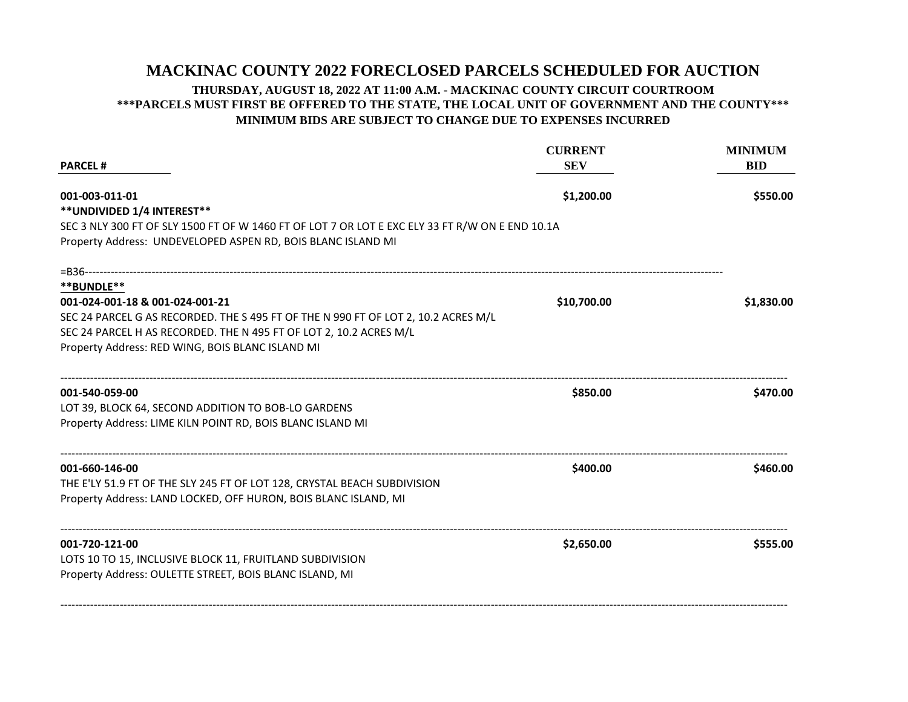# MACKINAC COUNTY 2022 FORECLOSED PARCELS SCHEDULED FOR AUCTION

**THURSDAY, AUGUST 18, 2022 AT 11:00 A.M. - MACKINAC COUNTY CIRCUIT COURTROOM**

**\*\*\*PARCELS MUST FIRST BE OFFERED TO THE STATE, THE LOCAL UNIT OF GOVERNMENT AND THE COUNTY\*\*\***

**MINIMUM BIDS ARE SUBJECT TO CHANGE DUE TO EXPENSES INCURRED**

| PARCEL # | CURRENT SEV | MINIMUM BID |
|---|---|---|
| **001-003-011-01** | **$1,200.00** | **$550.00** |
| **\*\*UNDIVIDED 1/4 INTEREST\*\*** | | |
| SEC 3 NLY 300 FT OF SLY 1500 FT OF W 1460 FT OF LOT 7 OR LOT E EXC ELY 33 FT R/W ON E END 10.1A | | |
| Property Address: UNDEVELOPED ASPEN RD, BOIS BLANC ISLAND MI | | |
| =B36 | | |
| **\*\*BUNDLE\*\*** | | |
| **001-024-001-18 & 001-024-001-21** | **$10,700.00** | **$1,830.00** |
| SEC 24 PARCEL G AS RECORDED. THE S 495 FT OF THE N 990 FT OF LOT 2, 10.2 ACRES M/L | | |
| SEC 24 PARCEL H AS RECORDED. THE N 495 FT OF LOT 2, 10.2 ACRES M/L | | |
| Property Address: RED WING, BOIS BLANC ISLAND MI | | |
| **001-540-059-00** | **$850.00** | **$470.00** |
| LOT 39, BLOCK 64, SECOND ADDITION TO BOB-LO GARDENS | | |
| Property Address: LIME KILN POINT RD, BOIS BLANC ISLAND MI | | |
| **001-660-146-00** | **$400.00** | **$460.00** |
| THE E'LY 51.9 FT OF THE SLY 245 FT OF LOT 128, CRYSTAL BEACH SUBDIVISION | | |
| Property Address: LAND LOCKED, OFF HURON, BOIS BLANC ISLAND, MI | | |
| **001-720-121-00** | **$2,650.00** | **$555.00** |
| LOTS 10 TO 15, INCLUSIVE BLOCK 11, FRUITLAND SUBDIVISION | | |
| Property Address: OULETTE STREET, BOIS BLANC ISLAND, MI | | |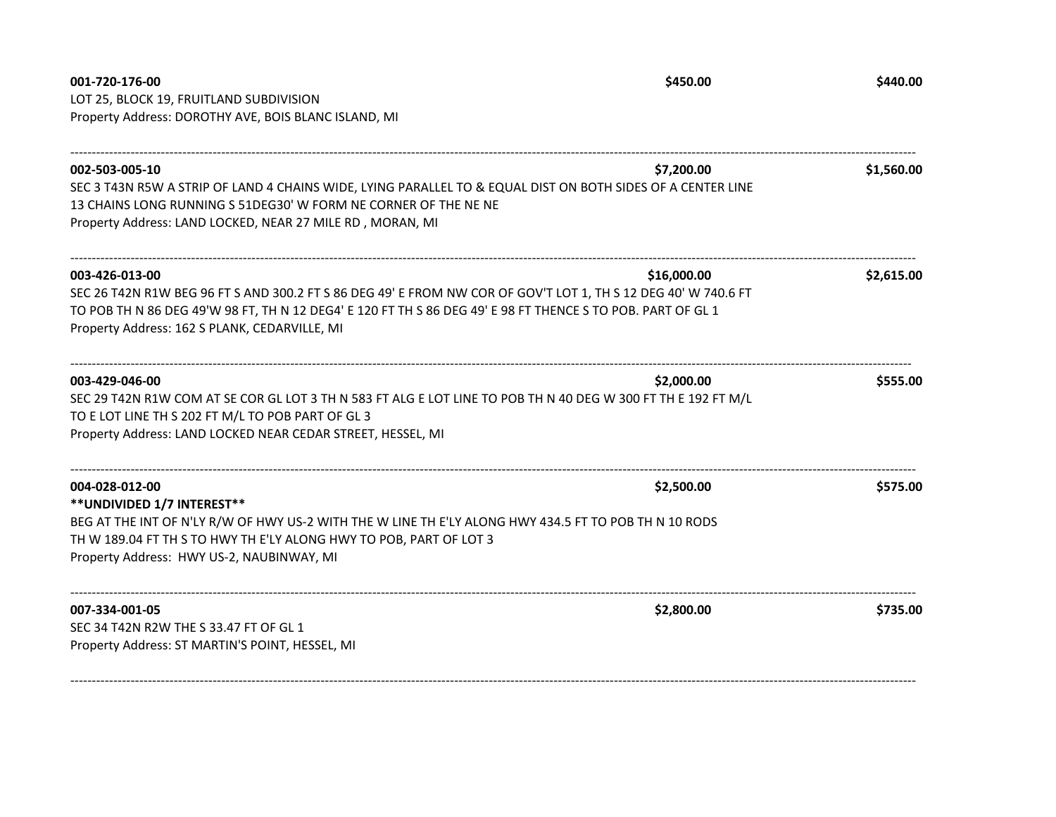**001-720-176-00** **$450.00** **$440.00**

LOT 25, BLOCK 19, FRUITLAND SUBDIVISION

Property Address: DOROTHY AVE, BOIS BLANC ISLAND, MI

---

**002-503-005-10** **$7,200.00** **$1,560.00**

SEC 3 T43N R5W A STRIP OF LAND 4 CHAINS WIDE, LYING PARALLEL TO & EQUAL DIST ON BOTH SIDES OF A CENTER LINE 13 CHAINS LONG RUNNING S 51DEG30' W FORM NE CORNER OF THE NE NE

Property Address: LAND LOCKED, NEAR 27 MILE RD , MORAN, MI

---

**003-426-013-00** **$16,000.00** **$2,615.00**

SEC 26 T42N R1W BEG 96 FT S AND 300.2 FT S 86 DEG 49' E FROM NW COR OF GOV'T LOT 1, TH S 12 DEG 40' W 740.6 FT TO POB TH N 86 DEG 49'W 98 FT, TH N 12 DEG4' E 120 FT TH S 86 DEG 49' E 98 FT THENCE S TO POB. PART OF GL 1

Property Address: 162 S PLANK, CEDARVILLE, MI

---

**003-429-046-00** **$2,000.00** **$555.00**

SEC 29 T42N R1W COM AT SE COR GL LOT 3 TH N 583 FT ALG E LOT LINE TO POB TH N 40 DEG W 300 FT TH E 192 FT M/L TO E LOT LINE TH S 202 FT M/L TO POB PART OF GL 3

Property Address: LAND LOCKED NEAR CEDAR STREET, HESSEL, MI

---

**004-028-012-00** **$2,500.00** **$575.00**

****UNDIVIDED 1/7 INTEREST****

BEG AT THE INT OF N'LY R/W OF HWY US-2 WITH THE W LINE TH E'LY ALONG HWY 434.5 FT TO POB TH N 10 RODS TH W 189.04 FT TH S TO HWY TH E'LY ALONG HWY TO POB, PART OF LOT 3

Property Address: HWY US-2, NAUBINWAY, MI

---

**007-334-001-05** **$2,800.00** **$735.00**

SEC 34 T42N R2W THE S 33.47 FT OF GL 1

Property Address: ST MARTIN'S POINT, HESSEL, MI

---